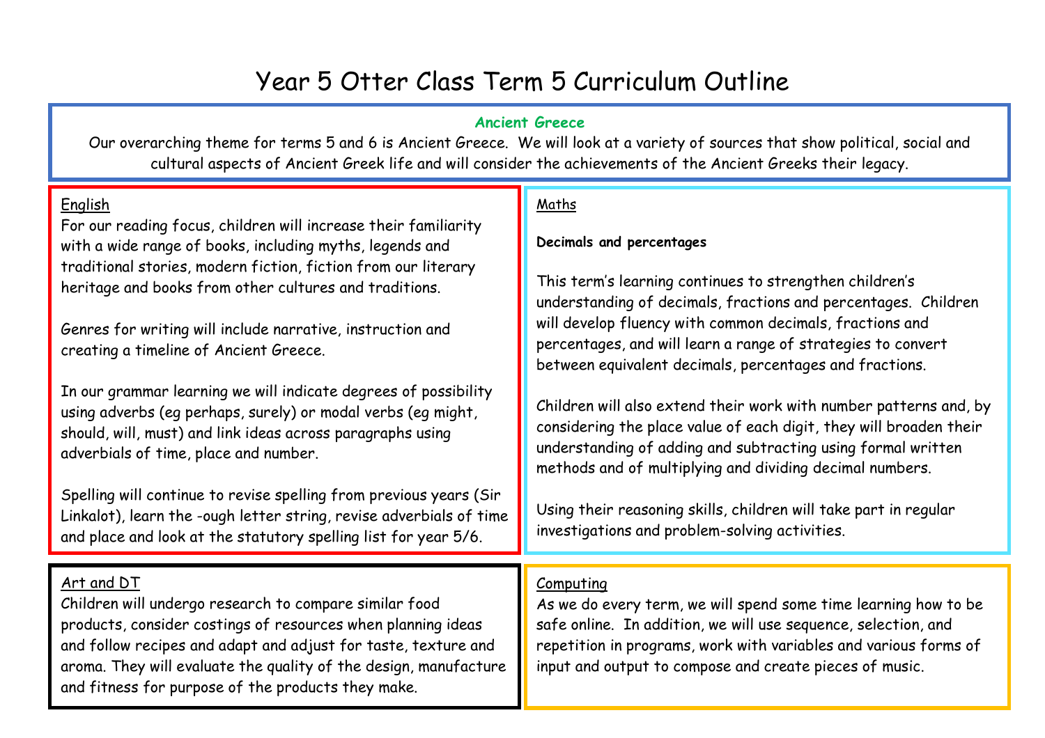# Year 5 Otter Class Term 5 Curriculum Outline

## Ancient Greece

Our overarching theme for terms 5 and 6 is Ancient Greece. We will look at a variety of sources that show political, social and cultural aspects of Ancient Greek life and will consider the achievements of the Ancient Greeks their legacy.

## English

For our reading focus, children will increase their familiarity with a wide range of books, including myths, legends and traditional stories, modern fiction, fiction from our literary heritage and books from other cultures and traditions.

Genres for writing will include narrative, instruction and creating a timeline of Ancient Greece.

In our grammar learning we will indicate degrees of possibility using adverbs (eg perhaps, surely) or modal verbs (eg might, should, will, must) and link ideas across paragraphs using adverbials of time, place and number.

Spelling will continue to revise spelling from previous years (Sir Linkalot), learn the -ough letter string, revise adverbials of time and place and look at the statutory spelling list for year 5/6.

## Maths

**Decimals and percentages**

This term's learning continues to strengthen children's understanding of decimals, fractions and percentages. Children will develop fluency with common decimals, fractions and percentages, and will learn a range of strategies to convert between equivalent decimals, percentages and fractions.

Children will also extend their work with number patterns and, by considering the place value of each digit, they will broaden their understanding of adding and subtracting using formal written methods and of multiplying and dividing decimal numbers.

Using their reasoning skills, children will take part in regular investigations and problem-solving activities.

## Art and DT

Children will undergo research to compare similar food products, consider costings of resources when planning ideas and follow recipes and adapt and adjust for taste, texture and aroma. They will evaluate the quality of the design, manufacture and fitness for purpose of the products they make.

## Computing

As we do every term, we will spend some time learning how to be safe online. In addition, we will use sequence, selection, and repetition in programs, work with variables and various forms of input and output to compose and create pieces of music.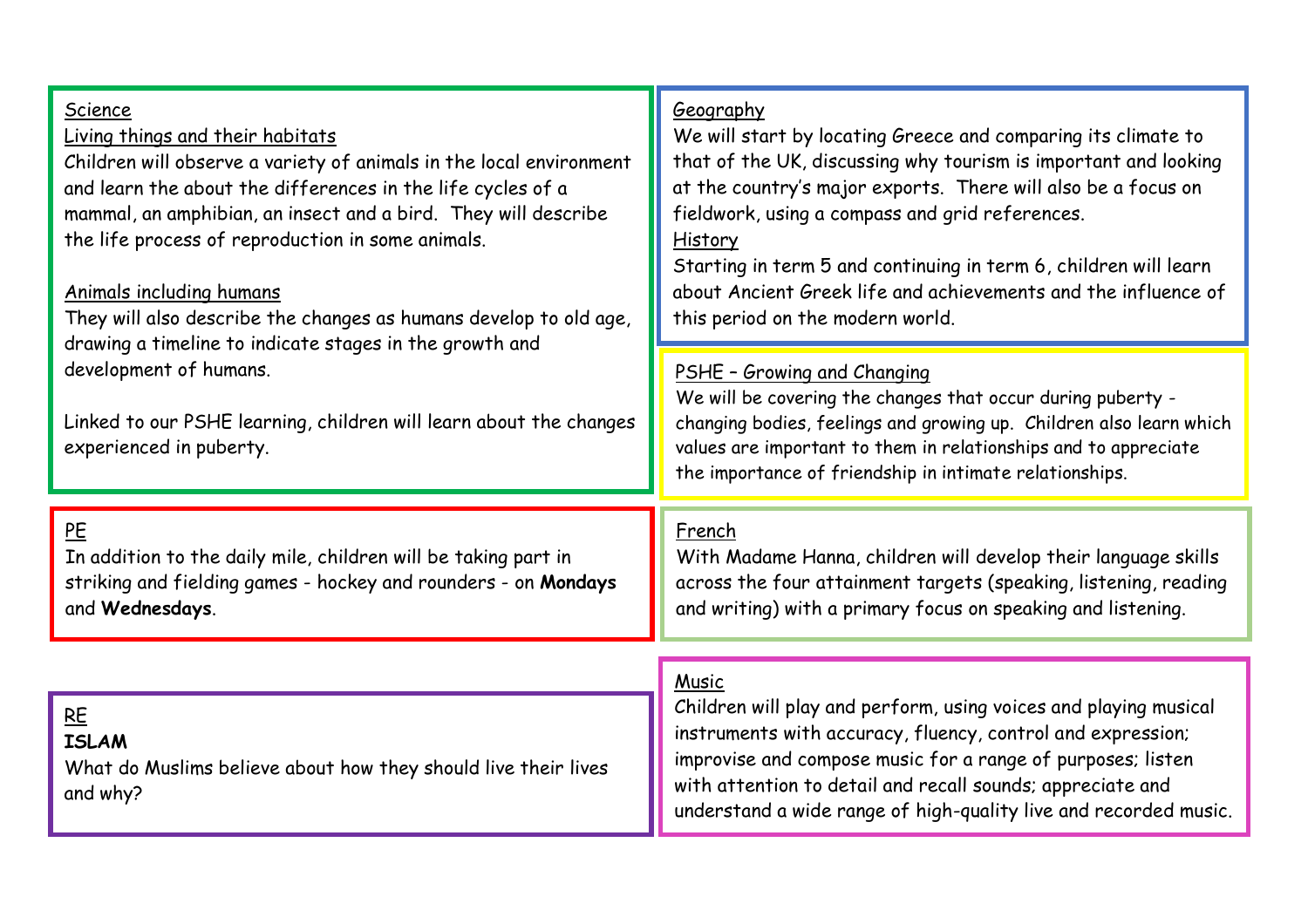## Science

### Living things and their habitats

Children will observe a variety of animals in the local environment and learn the about the differences in the life cycles of a mammal, an amphibian, an insect and a bird. They will describe the life process of reproduction in some animals.

### Animals including humans

They will also describe the changes as humans develop to old age, drawing a timeline to indicate stages in the growth and development of humans.

Linked to our PSHE learning, children will learn about the changes experienced in puberty.

## Geography

We will start by locating Greece and comparing its climate to that of the UK, discussing why tourism is important and looking at the country's major exports. There will also be a focus on fieldwork, using a compass and grid references.

## History

Starting in term 5 and continuing in term 6, children will learn about Ancient Greek life and achievements and the influence of this period on the modern world.

## PSHE – Growing and Changing

We will be covering the changes that occur during puberty - changing bodies, feelings and growing up. Children also learn which values are important to them in relationships and to appreciate the importance of friendship in intimate relationships.

## PE

In addition to the daily mile, children will be taking part in striking and fielding games - hockey and rounders - on **Mondays** and **Wednesdays**.

## French

With Madame Hanna, children will develop their language skills across the four attainment targets (speaking, listening, reading and writing) with a primary focus on speaking and listening.

## RE

**ISLAM**

What do Muslims believe about how they should live their lives and why?

## Music

Children will play and perform, using voices and playing musical instruments with accuracy, fluency, control and expression; improvise and compose music for a range of purposes; listen with attention to detail and recall sounds; appreciate and understand a wide range of high-quality live and recorded music.